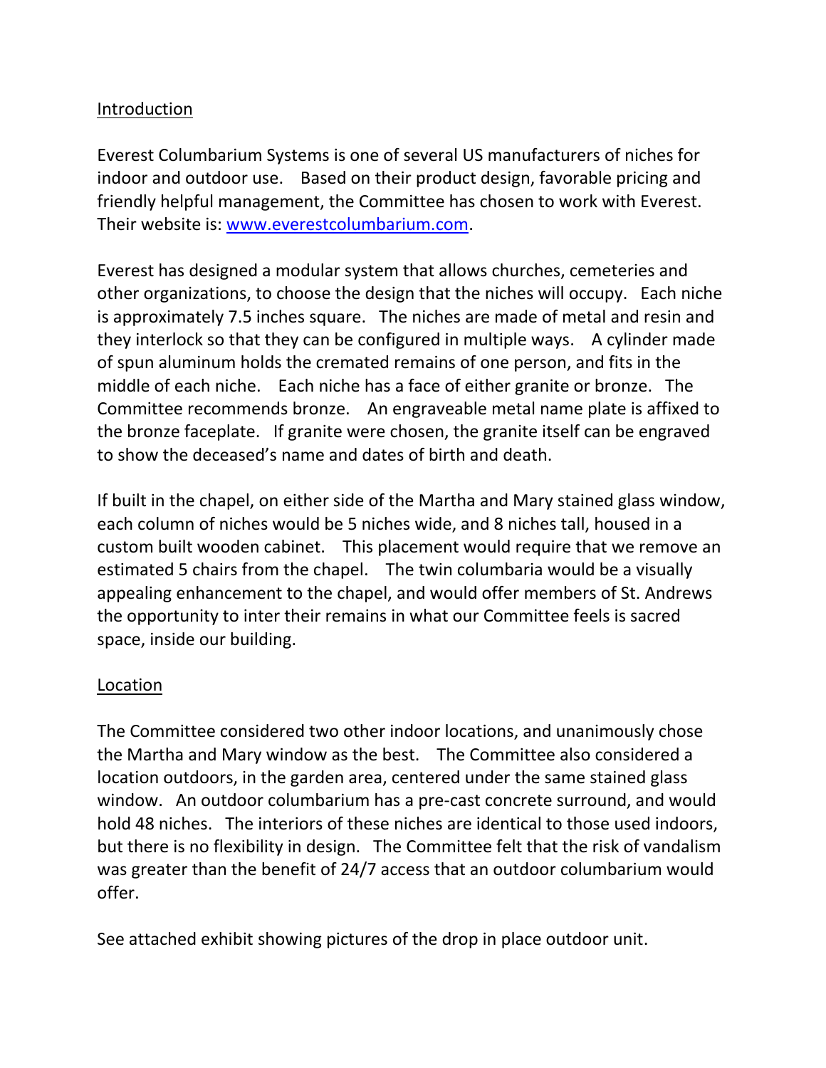## Introduction

Everest Columbarium Systems is one of several US manufacturers of niches for indoor and outdoor use. Based on their product design, favorable pricing and friendly helpful management, the Committee has chosen to work with Everest. Their website is: [www.everestcolumbarium.com](http://www.everestcolumbarium.com).

Everest has designed a modular system that allows churches, cemeteries and other organizations, to choose the design that the niches will occupy. Each niche is approximately 7.5 inches square. The niches are made of metal and resin and they interlock so that they can be configured in multiple ways. A cylinder made of spun aluminum holds the cremated remains of one person, and fits in the middle of each niche. Each niche has a face of either granite or bronze. The Committee recommends bronze. An engraveable metal name plate is affixed to the bronze faceplate. If granite were chosen, the granite itself can be engraved to show the deceased's name and dates of birth and death.

If built in the chapel, on either side of the Martha and Mary stained glass window, each column of niches would be 5 niches wide, and 8 niches tall, housed in a custom built wooden cabinet. This placement would require that we remove an estimated 5 chairs from the chapel. The twin columbaria would be a visually appealing enhancement to the chapel, and would offer members of St. Andrews the opportunity to inter their remains in what our Committee feels is sacred space, inside our building.

## Location

The Committee considered two other indoor locations, and unanimously chose the Martha and Mary window as the best. The Committee also considered a location outdoors, in the garden area, centered under the same stained glass window. An outdoor columbarium has a pre-cast concrete surround, and would hold 48 niches. The interiors of these niches are identical to those used indoors, but there is no flexibility in design. The Committee felt that the risk of vandalism was greater than the benefit of 24/7 access that an outdoor columbarium would offer.

See attached exhibit showing pictures of the drop in place outdoor unit.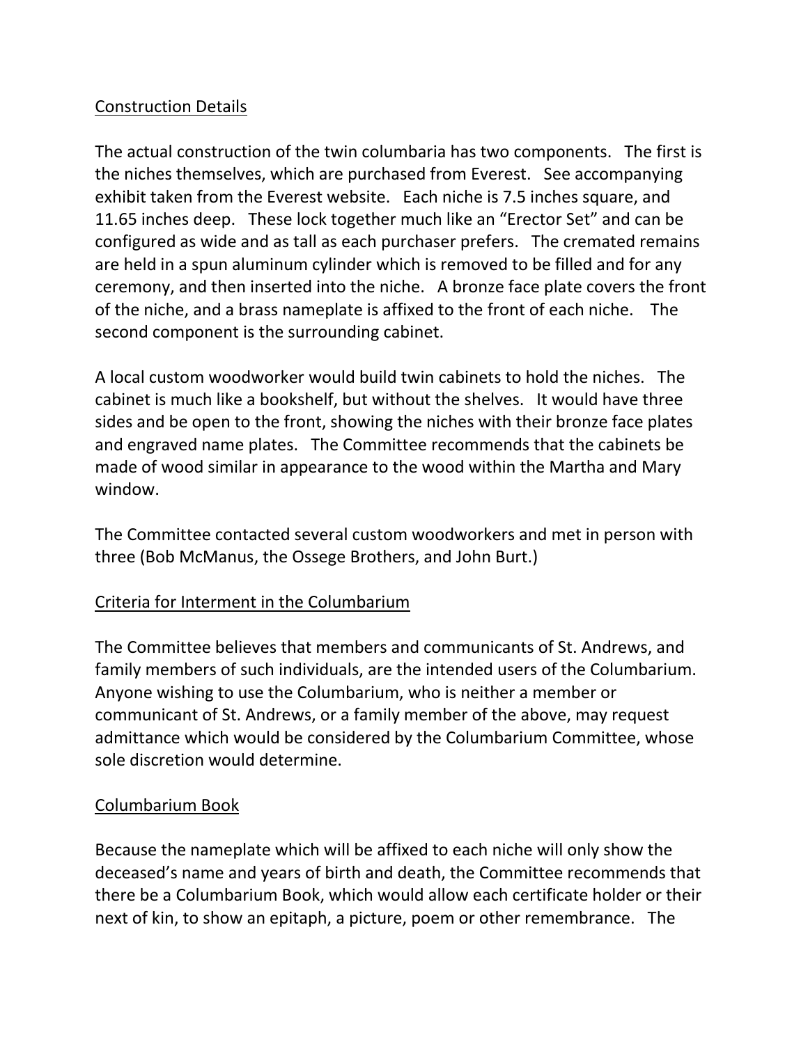## Construction Details

The actual construction of the twin columbaria has two components. The first is the niches themselves, which are purchased from Everest. See accompanying exhibit taken from the Everest website. Each niche is 7.5 inches square, and 11.65 inches deep. These lock together much like an "Erector Set" and can be configured as wide and as tall as each purchaser prefers. The cremated remains are held in a spun aluminum cylinder which is removed to be filled and for any ceremony, and then inserted into the niche. A bronze face plate covers the front of the niche, and a brass nameplate is affixed to the front of each niche. The second component is the surrounding cabinet.

A local custom woodworker would build twin cabinets to hold the niches. The cabinet is much like a bookshelf, but without the shelves. It would have three sides and be open to the front, showing the niches with their bronze face plates and engraved name plates. The Committee recommends that the cabinets be made of wood similar in appearance to the wood within the Martha and Mary window.

The Committee contacted several custom woodworkers and met in person with three (Bob McManus, the Ossege Brothers, and John Burt.)

## Criteria for Interment in the Columbarium

The Committee believes that members and communicants of St. Andrews, and family members of such individuals, are the intended users of the Columbarium. Anyone wishing to use the Columbarium, who is neither a member or communicant of St. Andrews, or a family member of the above, may request admittance which would be considered by the Columbarium Committee, whose sole discretion would determine.

## Columbarium Book

Because the nameplate which will be affixed to each niche will only show the deceased's name and years of birth and death, the Committee recommends that there be a Columbarium Book, which would allow each certificate holder or their next of kin, to show an epitaph, a picture, poem or other remembrance. The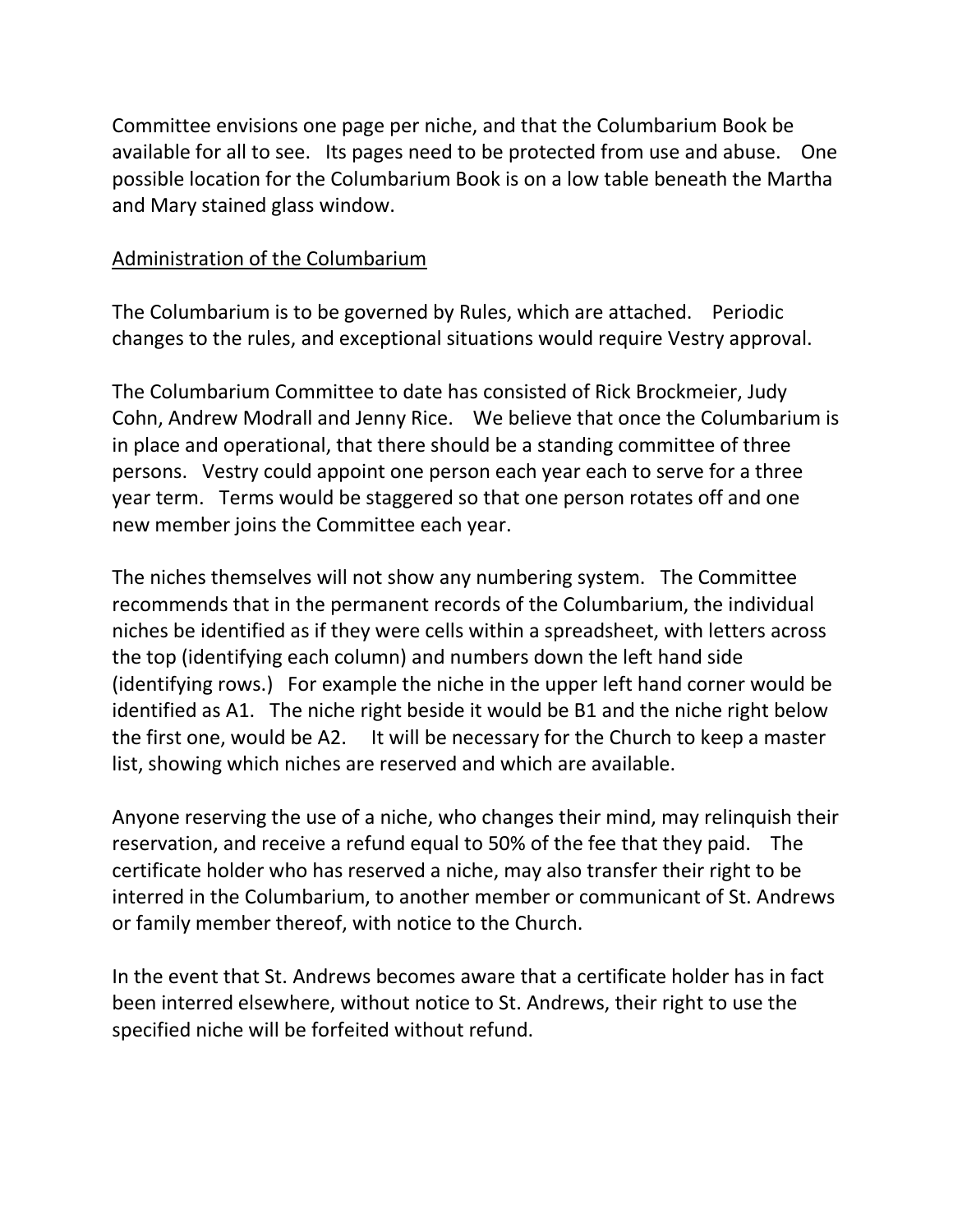Committee envisions one page per niche, and that the Columbarium Book be available for all to see. Its pages need to be protected from use and abuse. One possible location for the Columbarium Book is on a low table beneath the Martha and Mary stained glass window.

<u>Administration of the Columbarium</u>

The Columbarium is to be governed by Rules, which are attached. Periodic changes to the rules, and exceptional situations would require Vestry approval.

The Columbarium Committee to date has consisted of Rick Brockmeier, Judy Cohn, Andrew Modrall and Jenny Rice. We believe that once the Columbarium is in place and operational, that there should be a standing committee of three persons. Vestry could appoint one person each year each to serve for a three year term. Terms would be staggered so that one person rotates off and one new member joins the Committee each year.

The niches themselves will not show any numbering system. The Committee recommends that in the permanent records of the Columbarium, the individual niches be identified as if they were cells within a spreadsheet, with letters across the top (identifying each column) and numbers down the left hand side (identifying rows.) For example the niche in the upper left hand corner would be identified as A1. The niche right beside it would be B1 and the niche right below the first one, would be A2. It will be necessary for the Church to keep a master list, showing which niches are reserved and which are available.

Anyone reserving the use of a niche, who changes their mind, may relinquish their reservation, and receive a refund equal to 50% of the fee that they paid. The certificate holder who has reserved a niche, may also transfer their right to be interred in the Columbarium, to another member or communicant of St. Andrews or family member thereof, with notice to the Church.

In the event that St. Andrews becomes aware that a certificate holder has in fact been interred elsewhere, without notice to St. Andrews, their right to use the specified niche will be forfeited without refund.